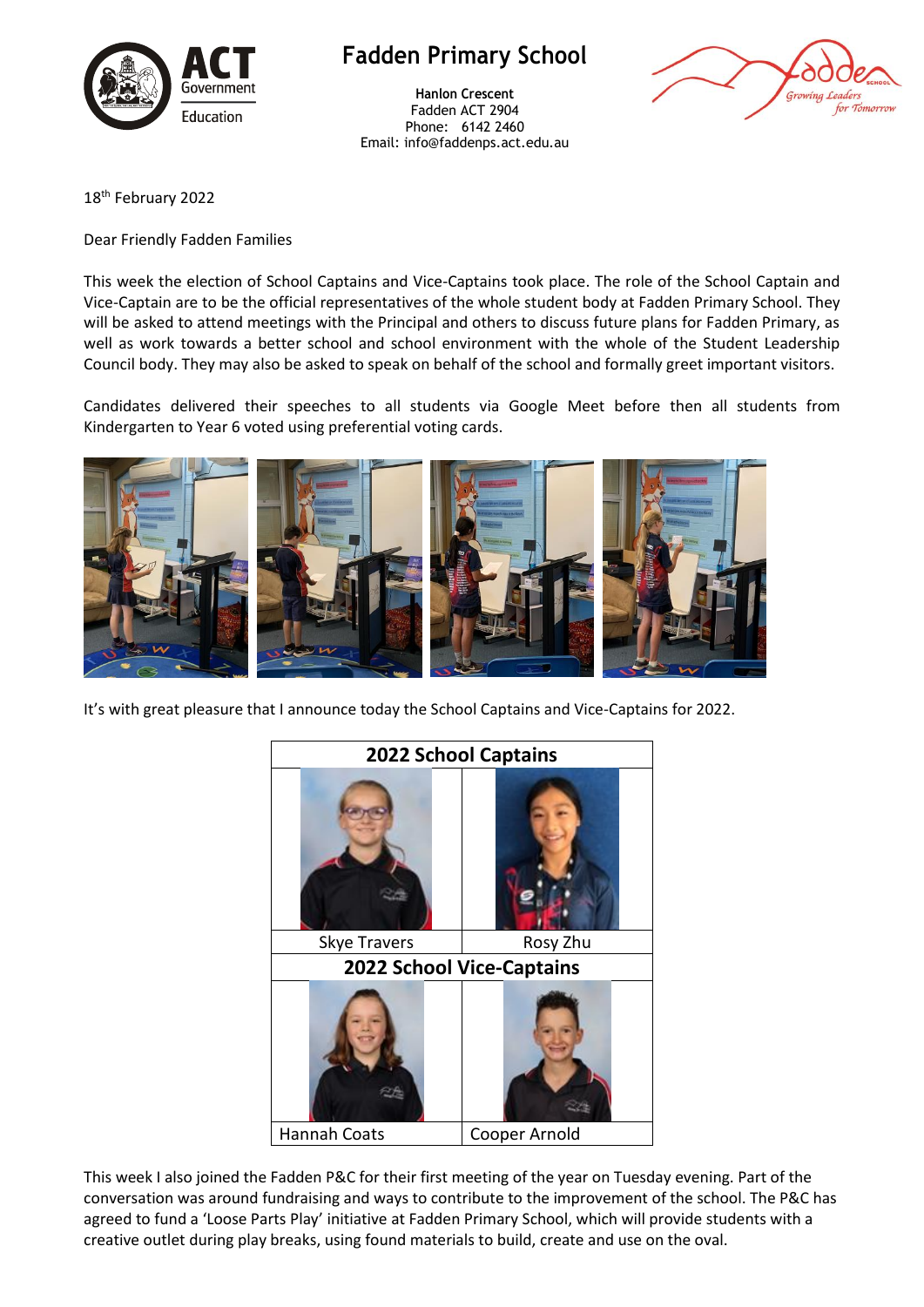# Fadden Primary School

**Hanlon Crescent**
Fadden ACT 2904
Phone: 6142 2460
Email: info@faddenps.act.edu.au

18th February 2022

Dear Friendly Fadden Families

This week the election of School Captains and Vice-Captains took place. The role of the School Captain and Vice-Captain are to be the official representatives of the whole student body at Fadden Primary School. They will be asked to attend meetings with the Principal and others to discuss future plans for Fadden Primary, as well as work towards a better school and school environment with the whole of the Student Leadership Council body. They may also be asked to speak on behalf of the school and formally greet important visitors.

Candidates delivered their speeches to all students via Google Meet before then all students from Kindergarten to Year 6 voted using preferential voting cards.

It's with great pleasure that I announce today the School Captains and Vice-Captains for 2022.

| 2022 School Captains | |
|---|---|
| Skye Travers | Rosy Zhu |
| **2022 School Vice-Captains** | |
| Hannah Coats | Cooper Arnold |

This week I also joined the Fadden P&C for their first meeting of the year on Tuesday evening. Part of the conversation was around fundraising and ways to contribute to the improvement of the school. The P&C has agreed to fund a 'Loose Parts Play' initiative at Fadden Primary School, which will provide students with a creative outlet during play breaks, using found materials to build, create and use on the oval.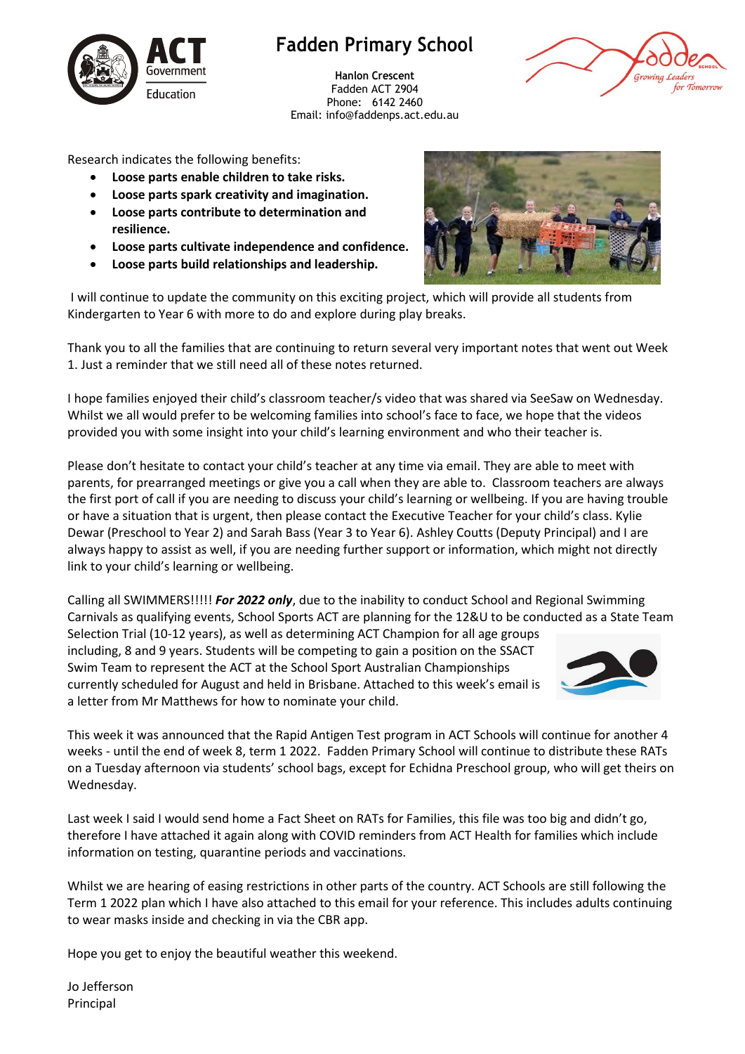# Fadden Primary School

**Hanlon Crescent**
Fadden ACT 2904
Phone: 6142 2460
Email: info@faddenps.act.edu.au

Research indicates the following benefits:

- **Loose parts enable children to take risks.**
- **Loose parts spark creativity and imagination.**
- **Loose parts contribute to determination and resilience.**
- **Loose parts cultivate independence and confidence.**
- **Loose parts build relationships and leadership.**

I will continue to update the community on this exciting project, which will provide all students from Kindergarten to Year 6 with more to do and explore during play breaks.

Thank you to all the families that are continuing to return several very important notes that went out Week 1. Just a reminder that we still need all of these notes returned.

I hope families enjoyed their child's classroom teacher/s video that was shared via SeeSaw on Wednesday. Whilst we all would prefer to be welcoming families into school's face to face, we hope that the videos provided you with some insight into your child's learning environment and who their teacher is.

Please don't hesitate to contact your child's teacher at any time via email. They are able to meet with parents, for prearranged meetings or give you a call when they are able to. Classroom teachers are always the first port of call if you are needing to discuss your child's learning or wellbeing. If you are having trouble or have a situation that is urgent, then please contact the Executive Teacher for your child's class. Kylie Dewar (Preschool to Year 2) and Sarah Bass (Year 3 to Year 6). Ashley Coutts (Deputy Principal) and I are always happy to assist as well, if you are needing further support or information, which might not directly link to your child's learning or wellbeing.

Calling all SWIMMERS!!!!! ***For 2022 only***, due to the inability to conduct School and Regional Swimming Carnivals as qualifying events, School Sports ACT are planning for the 12&U to be conducted as a State Team Selection Trial (10-12 years), as well as determining ACT Champion for all age groups including, 8 and 9 years. Students will be competing to gain a position on the SSACT Swim Team to represent the ACT at the School Sport Australian Championships currently scheduled for August and held in Brisbane. Attached to this week's email is a letter from Mr Matthews for how to nominate your child.

This week it was announced that the Rapid Antigen Test program in ACT Schools will continue for another 4 weeks - until the end of week 8, term 1 2022. Fadden Primary School will continue to distribute these RATs on a Tuesday afternoon via students' school bags, except for Echidna Preschool group, who will get theirs on Wednesday.

Last week I said I would send home a Fact Sheet on RATs for Families, this file was too big and didn't go, therefore I have attached it again along with COVID reminders from ACT Health for families which include information on testing, quarantine periods and vaccinations.

Whilst we are hearing of easing restrictions in other parts of the country. ACT Schools are still following the Term 1 2022 plan which I have also attached to this email for your reference. This includes adults continuing to wear masks inside and checking in via the CBR app.

Hope you get to enjoy the beautiful weather this weekend.

Jo Jefferson
Principal